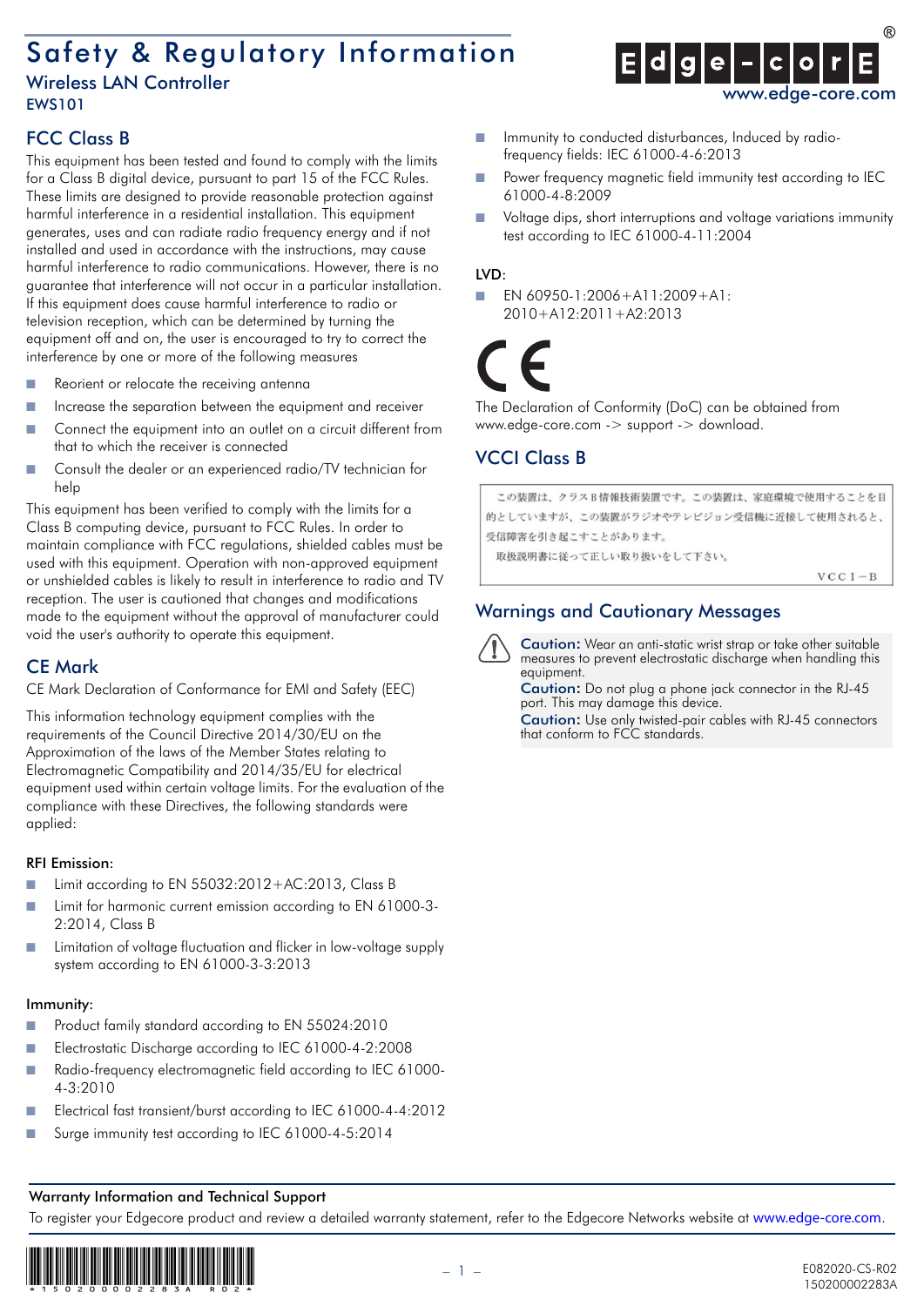# Safety & Regulatory Information

## Wireless LAN Controller

EWS101

## FCC Class B

This equipment has been tested and found to comply with the limits for a Class B digital device, pursuant to part 15 of the FCC Rules. These limits are designed to provide reasonable protection against harmful interference in a residential installation. This equipment generates, uses and can radiate radio frequency energy and if not installed and used in accordance with the instructions, may cause harmful interference to radio communications. However, there is no guarantee that interference will not occur in a particular installation. If this equipment does cause harmful interference to radio or television reception, which can be determined by turning the equipment off and on, the user is encouraged to try to correct the interference by one or more of the following measures

- Reorient or relocate the receiving antenna
- Increase the separation between the equipment and receiver
- Connect the equipment into an outlet on a circuit different from that to which the receiver is connected
- Consult the dealer or an experienced radio/TV technician for help

This equipment has been verified to comply with the limits for a Class B computing device, pursuant to FCC Rules. In order to maintain compliance with FCC regulations, shielded cables must be used with this equipment. Operation with non-approved equipment or unshielded cables is likely to result in interference to radio and TV reception. The user is cautioned that changes and modifications made to the equipment without the approval of manufacturer could void the user's authority to operate this equipment.

## CE Mark

CE Mark Declaration of Conformance for EMI and Safety (EEC)

This information technology equipment complies with the requirements of the Council Directive 2014/30/EU on the Approximation of the laws of the Member States relating to Electromagnetic Compatibility and 2014/35/EU for electrical equipment used within certain voltage limits. For the evaluation of the compliance with these Directives, the following standards were applied:

**RFI Emission:**

- Limit according to EN 55032:2012+AC:2013, Class B
- Limit for harmonic current emission according to EN 61000-3-2:2014, Class B
- Limitation of voltage fluctuation and flicker in low-voltage supply system according to EN 61000-3-3:2013

**Immunity:**

- Product family standard according to EN 55024:2010
- Electrostatic Discharge according to IEC 61000-4-2:2008
- Radio-frequency electromagnetic field according to IEC 61000-4-3:2010
- Electrical fast transient/burst according to IEC 61000-4-4:2012
- Surge immunity test according to IEC 61000-4-5:2014
- Immunity to conducted disturbances, Induced by radio-frequency fields: IEC 61000-4-6:2013
- Power frequency magnetic field immunity test according to IEC 61000-4-8:2009
- Voltage dips, short interruptions and voltage variations immunity test according to IEC 61000-4-11:2004

**LVD:**

- EN 60950-1:2006+A11:2009+A1:2010+A12:2011+A2:2013

CE

The Declaration of Conformity (DoC) can be obtained from www.edge-core.com -> support -> download.

## VCCI Class B

この装置は、クラスB情報技術装置です。この装置は、家庭環境で使用することを目的としていますが、この装置がラジオやテレビジョン受信機に近接して使用されると、受信障害を引き起こすことがあります。
取扱説明書に従って正しい取り扱いをして下さい。

VCCI－B

## Warnings and Cautionary Messages

**Caution:** Wear an anti-static wrist strap or take other suitable measures to prevent electrostatic discharge when handling this equipment.

**Caution:** Do not plug a phone jack connector in the RJ-45 port. This may damage this device.

**Caution:** Use only twisted-pair cables with RJ-45 connectors that conform to FCC standards.

### Warranty Information and Technical Support

To register your Edgecore product and review a detailed warranty statement, refer to the Edgecore Networks website at www.edge-core.com.

E082020-CS-R02
150200002283A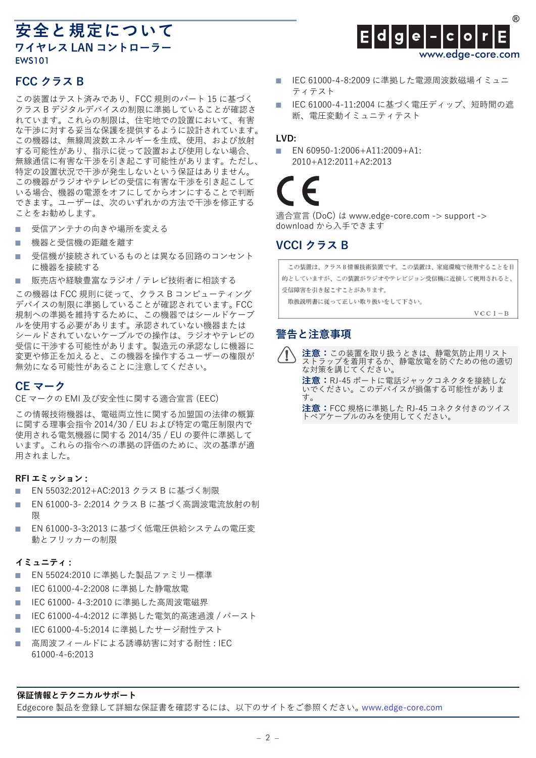# 安全と規定について

## ワイヤレス LAN コントローラー

EWS101

## FCC クラス B

この装置はテスト済みであり、FCC 規則のパート 15 に基づくクラス B デジタルデバイスの制限に準拠していることが確認されています。これらの制限は、住宅地での設置において、有害な干渉に対する妥当な保護を提供するように設計されています。この機器は、無線周波数エネルギーを生成、使用、および放射する可能性があり、指示に従って設置および使用しない場合、無線通信に有害な干渉を引き起こす可能性があります。ただし、特定の設置状況で干渉が発生しないという保証はありません。この機器がラジオやテレビの受信に有害な干渉を引き起こしている場合、機器の電源をオフにしてからオンにすることで判断できます。ユーザーは、次のいずれかの方法で干渉を修正することをお勧めします。

- 受信アンテナの向きや場所を変える
- 機器と受信機の距離を離す
- 受信機が接続されているものとは異なる回路のコンセントに機器を接続する
- 販売店や経験豊富なラジオ / テレビ技術者に相談する

この機器は FCC 規則に従って、クラス B コンピューティングデバイスの制限に準拠していることが確認されています。FCC 規制への準拠を維持するために、この機器ではシールドケーブルを使用する必要があります。承認されていない機器またはシールドされていないケーブルでの操作は、ラジオやテレビの受信に干渉する可能性があります。製造元の承認なしに機器に変更や修正を加えると、この機器を操作するユーザーの権限が無効になる可能性があることに注意してください。

## CE マーク

CE マークの EMI 及び安全性に関する適合宣言 (EEC)

この情報技術機器は、電磁両立性に関する加盟国の法律の概算に関する理事会指令 2014/30 / EU および特定の電圧制限内で使用される電気機器に関する 2014/35 / EU の要件に準拠しています。これらの指令への準拠の評価のために、次の基準が適用されました。

**RFI エミッション：**

- EN 55032:2012+AC:2013 クラス B に基づく制限
- EN 61000-3- 2:2014 クラス B に基づく高調波電流放射の制限
- EN 61000-3-3:2013 に基づく低電圧供給システムの電圧変動とフリッカーの制限

**イミュニティ：**

- EN 55024:2010 に準拠した製品ファミリー標準
- IEC 61000-4-2:2008 に準拠した静電放電
- IEC 61000- 4-3:2010 に準拠した高周波電磁界
- IEC 61000-4-4:2012 に準拠した電気的高速過渡 / バースト
- IEC 61000-4-5:2014 に準拠したサージ耐性テスト
- 高周波フィールドによる誘導妨害に対する耐性：IEC 61000-4-6:2013
- IEC 61000-4-8:2009 に準拠した電源周波数磁場イミュニティテスト
- IEC 61000-4-11:2004 に基づく電圧ディップ、短時間の遮断、電圧変動イミュニティテスト

**LVD:**

- EN 60950-1:2006+A11:2009+A1:2010+A12:2011+A2:2013

CE

適合宣言 (DoC) は www.edge-core.com -> support -> download から入手できます

## VCCI クラス B

この装置は、クラスB情報技術装置です。この装置は、家庭環境で使用することを目的としていますが、この装置がラジオやテレビジョン受信機に近接して使用されると、受信障害を引き起こすことがあります。
取扱説明書に従って正しい取り扱いをして下さい。

VCCI－B

## 警告と注意事項

**注意：**この装置を取り扱うときは、静電気防止用リストストラップを着用するか、静電放電を防ぐための他の適切な対策を講じてください。

**注意：**RJ-45 ポートに電話ジャックコネクタを接続しないでください。このデバイスが損傷する可能性があります。

**注意：**FCC 規格に準拠した RJ-45 コネクタ付きのツイストペアケーブルのみを使用してください。

**保証情報とテクニカルサポート**

Edgecore 製品を登録して詳細な保証書を確認するには、以下のサイトをご参照ください。www.edge-core.com